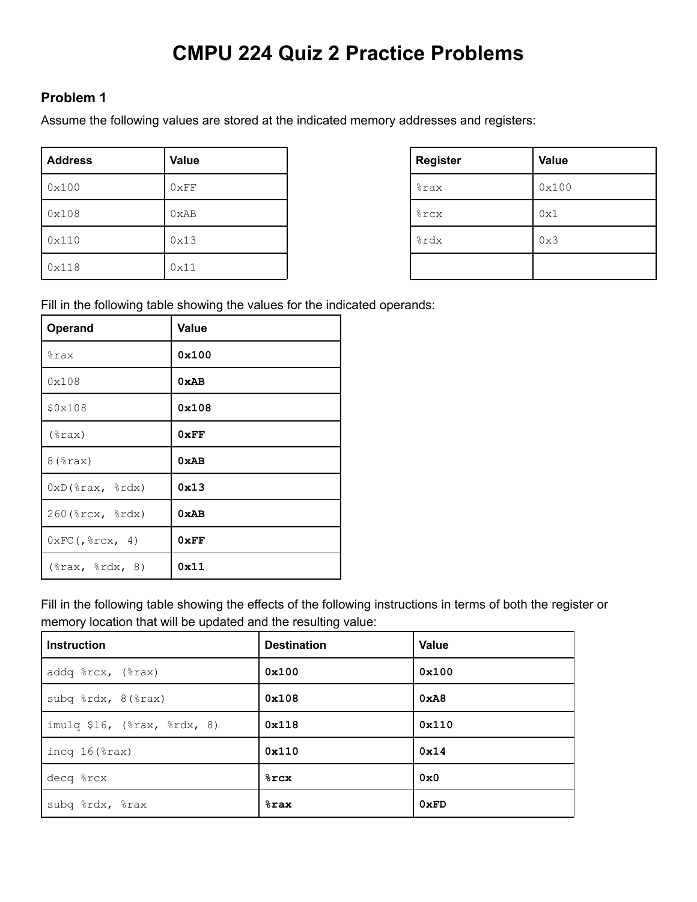# CMPU 224 Quiz 2 Practice Problems

## Problem 1

Assume the following values are stored at the indicated memory addresses and registers:

| Address | Value |
|---|---|
| 0x100 | 0xFF |
| 0x108 | 0xAB |
| 0x110 | 0x13 |
| 0x118 | 0x11 |

| Register | Value |
|---|---|
| %rax | 0x100 |
| %rcx | 0x1 |
| %rdx | 0x3 |
| | |

Fill in the following table showing the values for the indicated operands:

| Operand | Value |
|---|---|
| %rax | **0x100** |
| 0x108 | **0xAB** |
| $0x108 | **0x108** |
| (%rax) | **0xFF** |
| 8(%rax) | **0xAB** |
| 0xD(%rax, %rdx) | **0x13** |
| 260(%rcx, %rdx) | **0xAB** |
| 0xFC(,%rcx, 4) | **0xFF** |
| (%rax, %rdx, 8) | **0x11** |

Fill in the following table showing the effects of the following instructions in terms of both the register or memory location that will be updated and the resulting value:

| Instruction | Destination | Value |
|---|---|---|
| addq %rcx, (%rax) | **0x100** | **0x100** |
| subq %rdx, 8(%rax) | **0x108** | **0xA8** |
| imulq $16, (%rax, %rdx, 8) | **0x118** | **0x110** |
| incq 16(%rax) | **0x110** | **0x14** |
| decq %rcx | **%rcx** | **0x0** |
| subq %rdx, %rax | **%rax** | **0xFD** |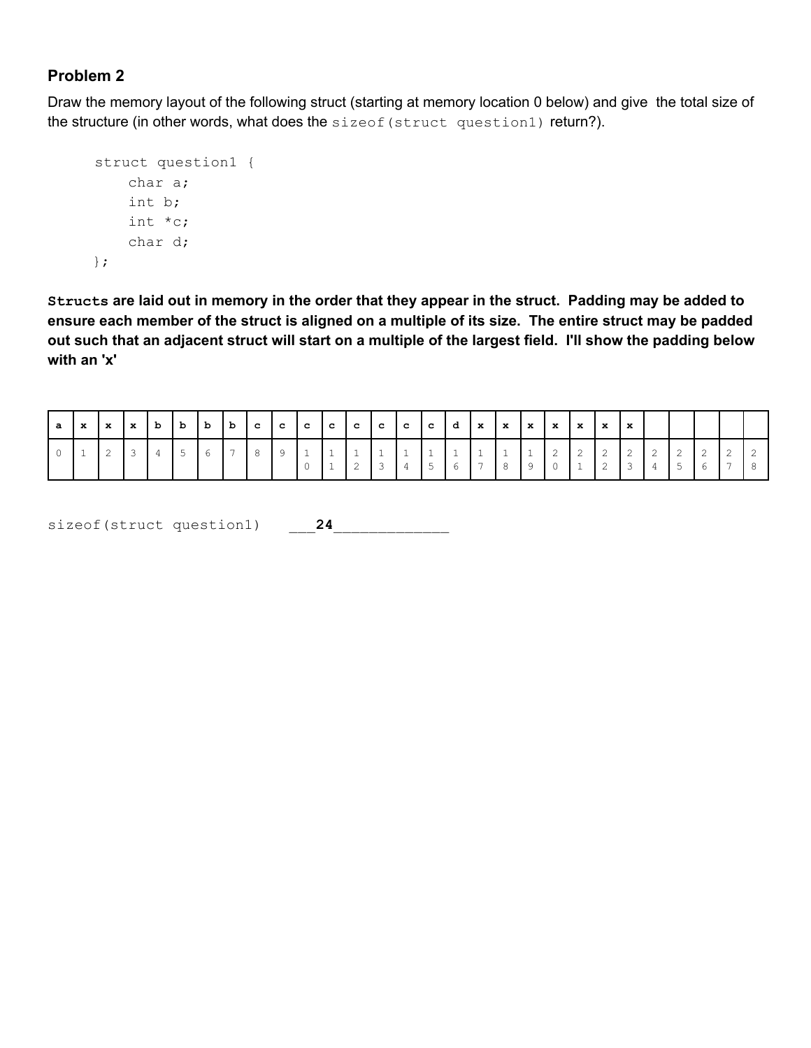## Problem 2

Draw the memory layout of the following struct (starting at memory location 0 below) and give the total size of the structure (in other words, what does the `sizeof(struct question1)` return?).

```
struct question1 {
    char a;
    int b;
    int *c;
    char d;
};
```

**`Structs` are laid out in memory in the order that they appear in the struct. Padding may be added to ensure each member of the struct is aligned on a multiple of its size. The entire struct may be padded out such that an adjacent struct will start on a multiple of the largest field. I'll show the padding below with an 'x'**

| a | x | x | x | b | b | b | b | c | c | c | c | c | c | c | c | d | x | x | x | x | x | x | x | | | | | |
|---|---|---|---|---|---|---|---|---|---|---|---|---|---|---|---|---|---|---|---|---|---|---|---|---|---|---|---|---|
| 0 | 1 | 2 | 3 | 4 | 5 | 6 | 7 | 8 | 9 | 10 | 11 | 12 | 13 | 14 | 15 | 16 | 17 | 18 | 19 | 20 | 21 | 22 | 23 | 24 | 25 | 26 | 27 | 28 |

`sizeof(struct question1)` ___**24**____________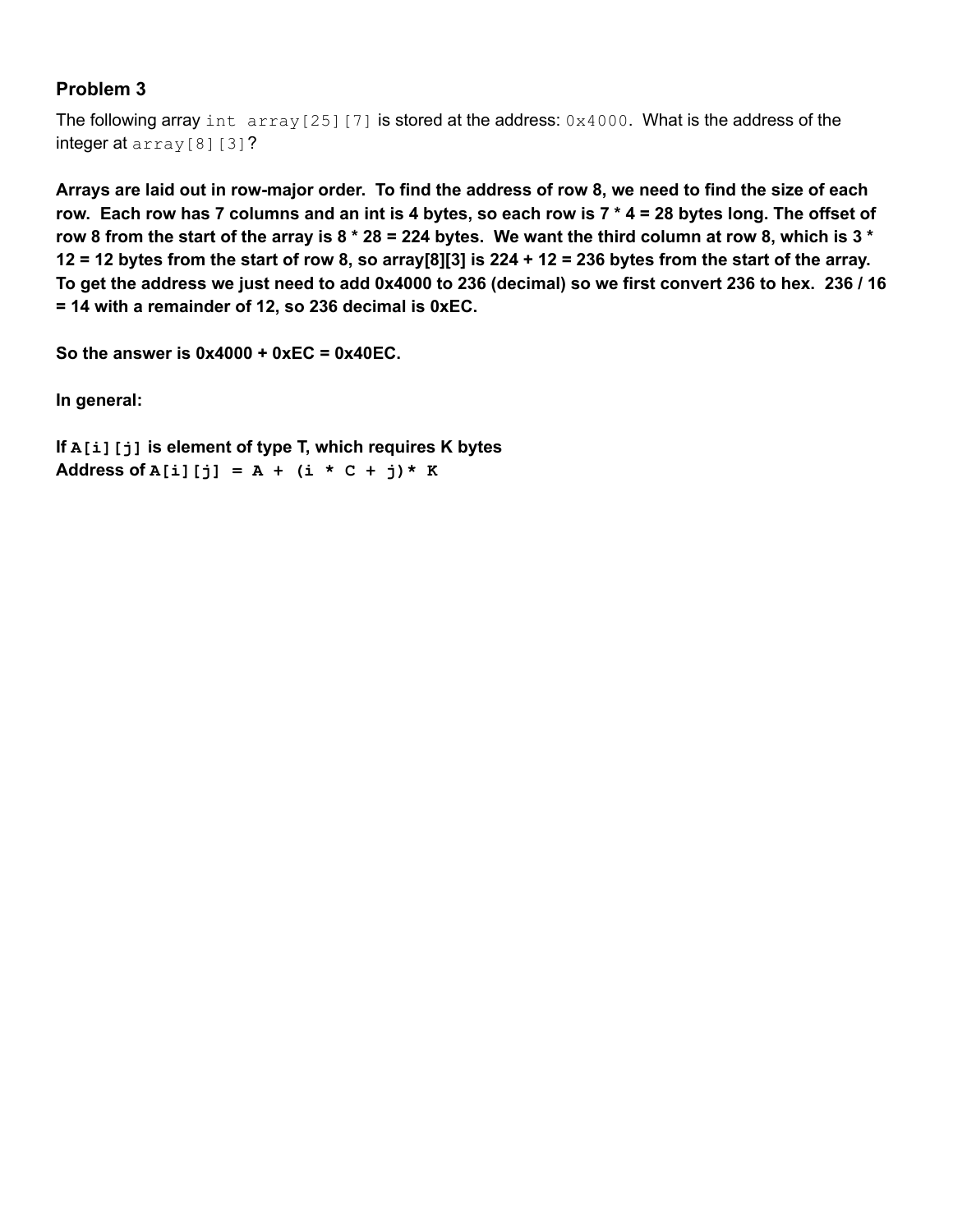## Problem 3

The following array `int array[25][7]` is stored at the address: `0x4000`. What is the address of the integer at `array[8][3]`?

**Arrays are laid out in row-major order. To find the address of row 8, we need to find the size of each row. Each row has 7 columns and an int is 4 bytes, so each row is 7 * 4 = 28 bytes long. The offset of row 8 from the start of the array is 8 * 28 = 224 bytes. We want the third column at row 8, which is 3 * 12 = 12 bytes from the start of row 8, so array[8][3] is 224 + 12 = 236 bytes from the start of the array. To get the address we just need to add 0x4000 to 236 (decimal) so we first convert 236 to hex. 236 / 16 = 14 with a remainder of 12, so 236 decimal is 0xEC.**

**So the answer is 0x4000 + 0xEC = 0x40EC.**

**In general:**

**If `A[i][j]` is element of type T, which requires K bytes**
**Address of `A[i][j] = A + (i * C + j)* K`**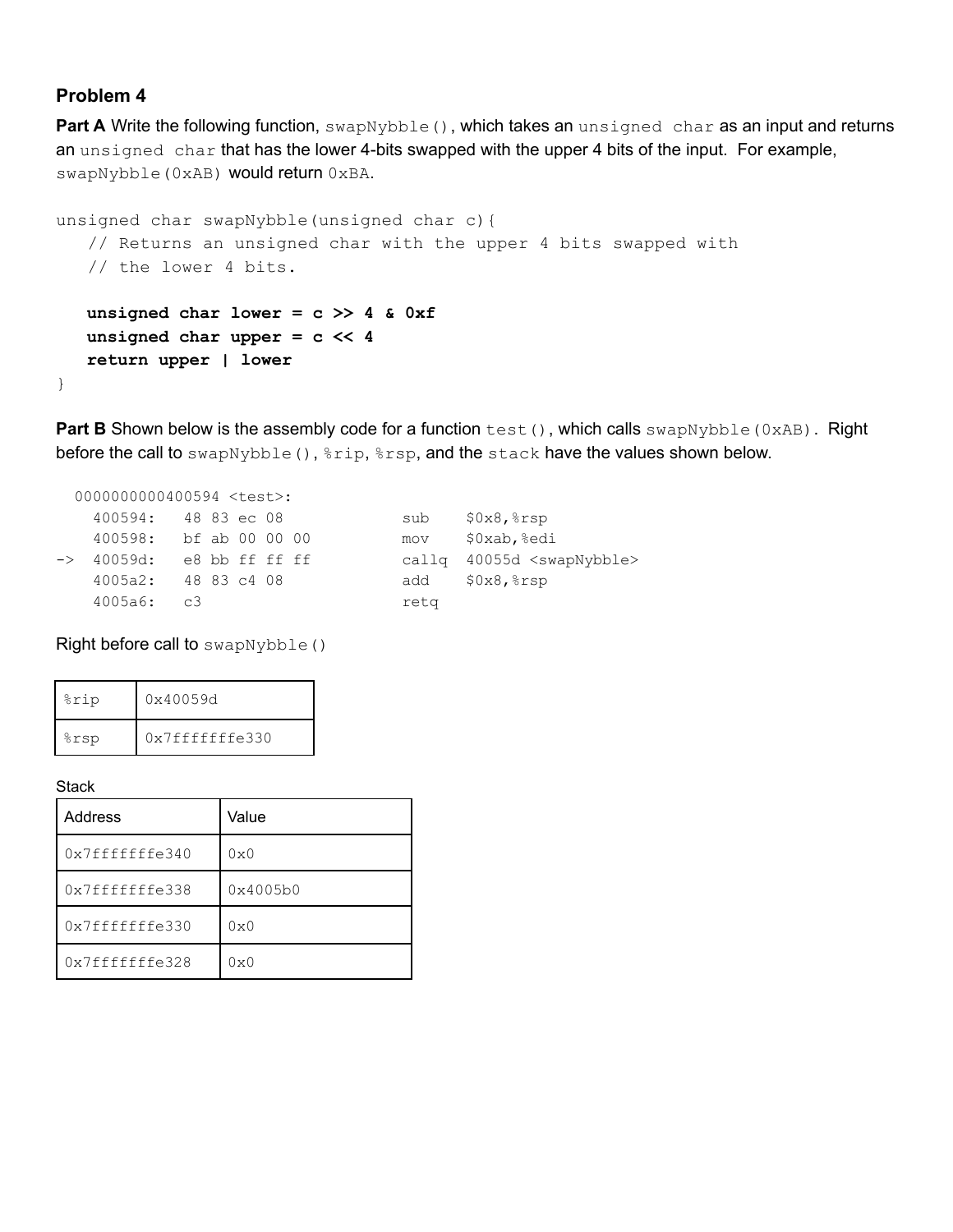## Problem 4

**Part A** Write the following function, `swapNybble()`, which takes an `unsigned char` as an input and returns an `unsigned char` that has the lower 4-bits swapped with the upper 4 bits of the input. For example, `swapNybble(0xAB)` would return `0xBA`.

```
unsigned char swapNybble(unsigned char c){
   // Returns an unsigned char with the upper 4 bits swapped with
   // the lower 4 bits.

   unsigned char lower = c >> 4 & 0xf
   unsigned char upper = c << 4
   return upper | lower
}
```

**Part B** Shown below is the assembly code for a function `test()`, which calls `swapNybble(0xAB)`. Right before the call to `swapNybble()`, `%rip`, `%rsp`, and the `stack` have the values shown below.

```
  0000000000400594 <test>:
    400594:   48 83 ec 08           sub    $0x8,%rsp
    400598:   bf ab 00 00 00        mov    $0xab,%edi
->  40059d:   e8 bb ff ff ff        callq  40055d <swapNybble>
    4005a2:   48 83 c4 08           add    $0x8,%rsp
    4005a6:   c3                    retq
```

Right before call to `swapNybble()`

| | |
|---|---|
| %rip | 0x40059d |
| %rsp | 0x7fffffffe330 |

Stack

| Address | Value |
|---|---|
| 0x7fffffffe340 | 0x0 |
| 0x7fffffffe338 | 0x4005b0 |
| 0x7fffffffe330 | 0x0 |
| 0x7fffffffe328 | 0x0 |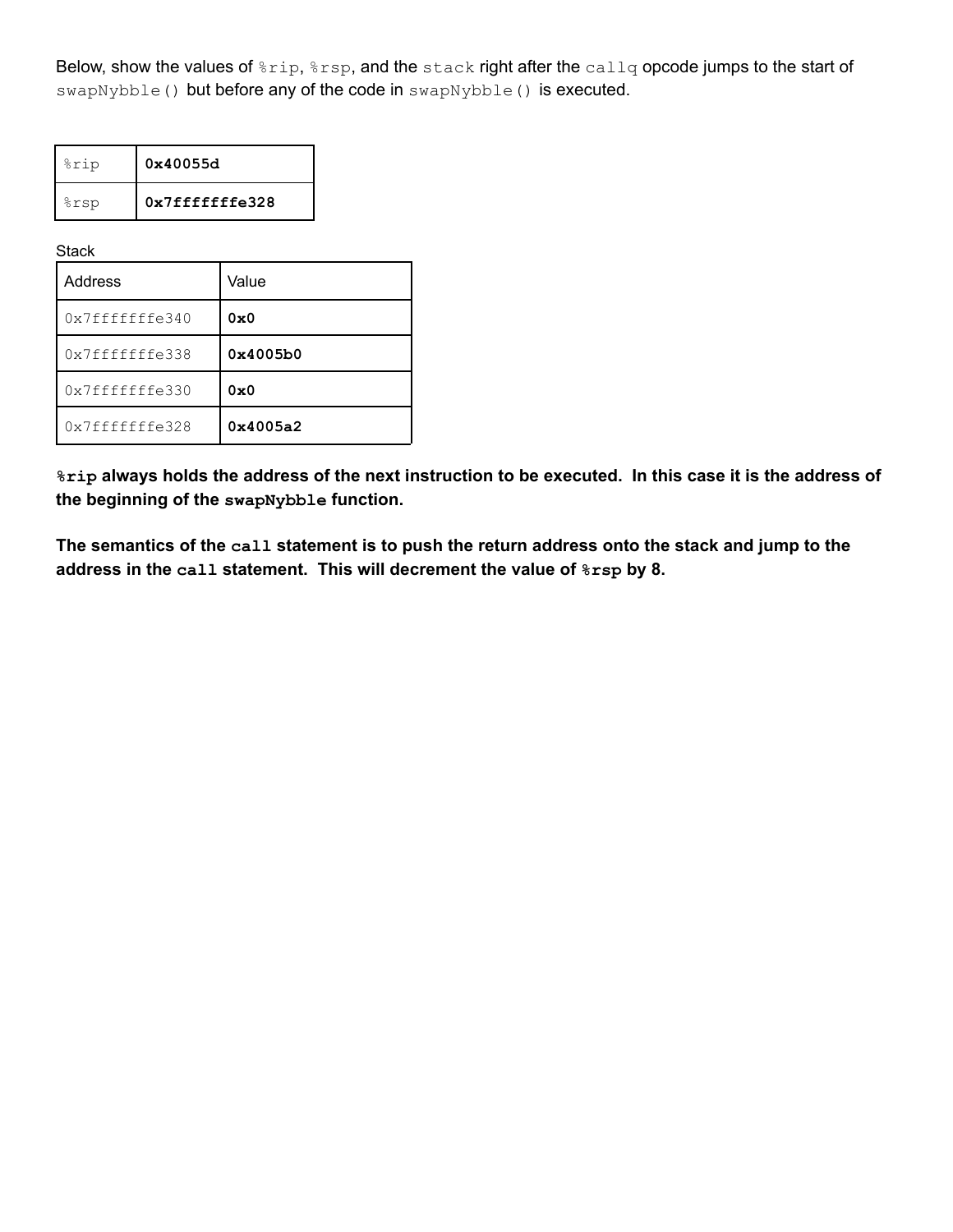Below, show the values of `%rip`, `%rsp`, and the `stack` right after the `callq` opcode jumps to the start of `swapNybble()` but before any of the code in `swapNybble()` is executed.

| | |
|---|---|
| `%rip` | **`0x40055d`** |
| `%rsp` | **`0x7fffffffe328`** |

Stack

| Address | Value |
|---|---|
| `0x7fffffffe340` | **`0x0`** |
| `0x7fffffffe338` | **`0x4005b0`** |
| `0x7fffffffe330` | **`0x0`** |
| `0x7fffffffe328` | **`0x4005a2`** |

**`%rip` always holds the address of the next instruction to be executed. In this case it is the address of the beginning of the `swapNybble` function.**

**The semantics of the `call` statement is to push the return address onto the stack and jump to the address in the `call` statement. This will decrement the value of `%rsp` by 8.**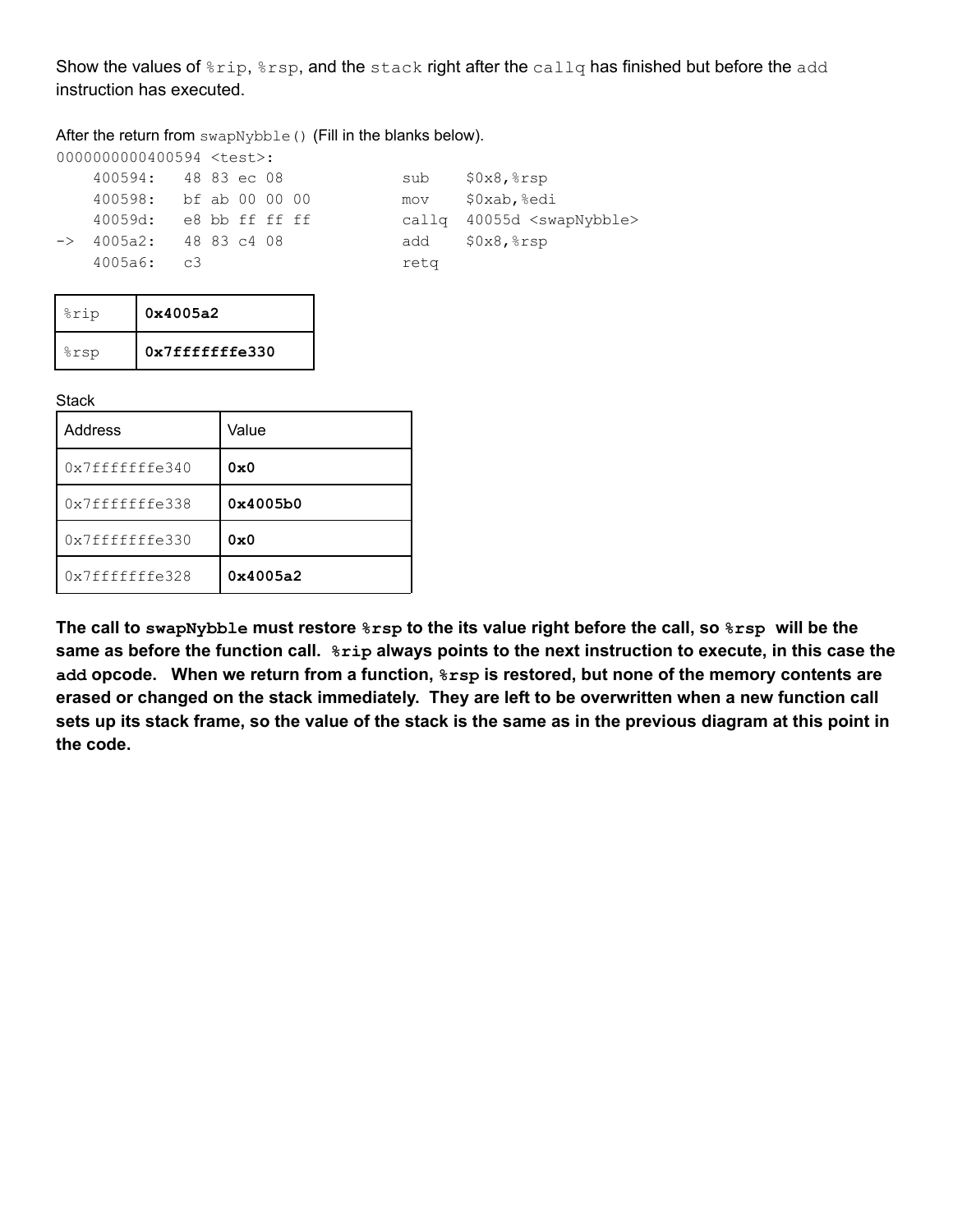Show the values of `%rip`, `%rsp`, and the `stack` right after the `callq` has finished but before the `add` instruction has executed.

After the return from `swapNybble()` (Fill in the blanks below).

```
0000000000400594 <test>:
    400594:   48 83 ec 08          sub    $0x8,%rsp
    400598:   bf ab 00 00 00       mov    $0xab,%edi
    40059d:   e8 bb ff ff ff       callq  40055d <swapNybble>
->  4005a2:   48 83 c4 08          add    $0x8,%rsp
    4005a6:   c3                   retq
```

| | |
|---|---|
| %rip | **0x4005a2** |
| %rsp | **0x7fffffffe330** |

Stack

| Address | Value |
|---|---|
| 0x7fffffffe340 | **0x0** |
| 0x7fffffffe338 | **0x4005b0** |
| 0x7fffffffe330 | **0x0** |
| 0x7fffffffe328 | **0x4005a2** |

**The call to `swapNybble` must restore `%rsp` to the its value right before the call, so `%rsp` will be the same as before the function call. `%rip` always points to the next instruction to execute, in this case the `add` opcode. When we return from a function, `%rsp` is restored, but none of the memory contents are erased or changed on the stack immediately. They are left to be overwritten when a new function call sets up its stack frame, so the value of the stack is the same as in the previous diagram at this point in the code.**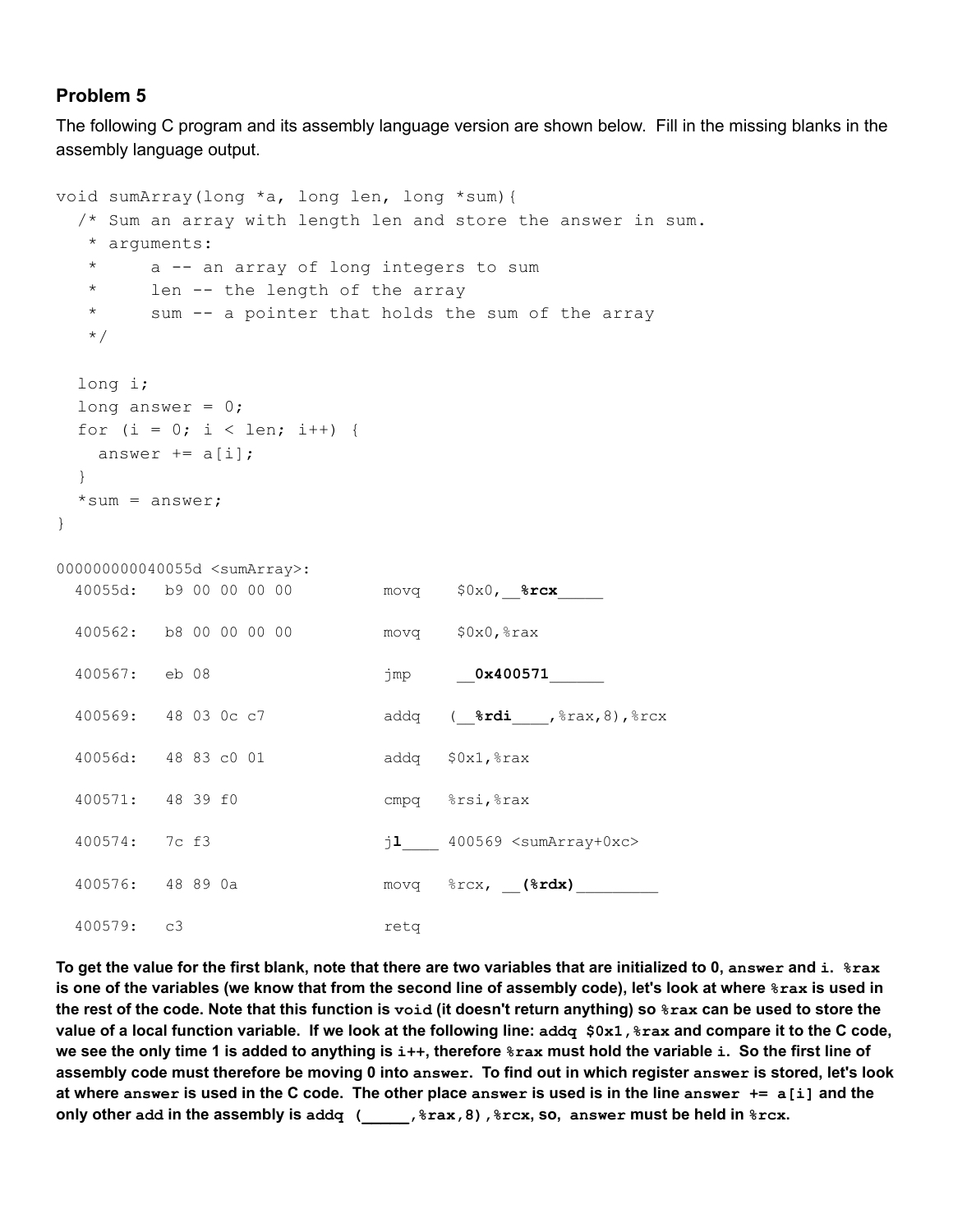## Problem 5

The following C program and its assembly language version are shown below. Fill in the missing blanks in the assembly language output.

```
void sumArray(long *a, long len, long *sum){
  /* Sum an array with length len and store the answer in sum.
   * arguments:
   *      a -- an array of long integers to sum
   *      len -- the length of the array
   *      sum -- a pointer that holds the sum of the array
   */

  long i;
  long answer = 0;
  for (i = 0; i < len; i++) {
    answer += a[i];
  }
  *sum = answer;
}
```

```
000000000040055d <sumArray>:
  40055d:   b9 00 00 00 00          movq    $0x0,__%rcx_____

  400562:   b8 00 00 00 00          movq    $0x0,%rax

  400567:   eb 08                   jmp     __0x400571______

  400569:   48 03 0c c7             addq    (__%rdi____,%rax,8),%rcx

  40056d:   48 83 c0 01             addq    $0x1,%rax

  400571:   48 39 f0                cmpq    %rsi,%rax

  400574:   7c f3                   jl____  400569 <sumArray+0xc>

  400576:   48 89 0a                movq    %rcx, __(%rdx)_________

  400579:   c3                      retq
```

**To get the value for the first blank, note that there are two variables that are initialized to 0, `answer` and `i`. `%rax` is one of the variables (we know that from the second line of assembly code), let's look at where `%rax` is used in the rest of the code. Note that this function is `void` (it doesn't return anything) so `%rax` can be used to store the value of a local function variable. If we look at the following line: `addq $0x1,%rax` and compare it to the C code, we see the only time 1 is added to anything is `i++`, therefore `%rax` must hold the variable `i`. So the first line of assembly code must therefore be moving 0 into `answer`. To find out in which register `answer` is stored, let's look at where `answer` is used in the C code. The other place `answer` is used is in the line `answer += a[i]` and the only other `add` in the assembly is `addq (_____,%rax,8),%rcx`, so, `answer` must be held in `%rcx`.**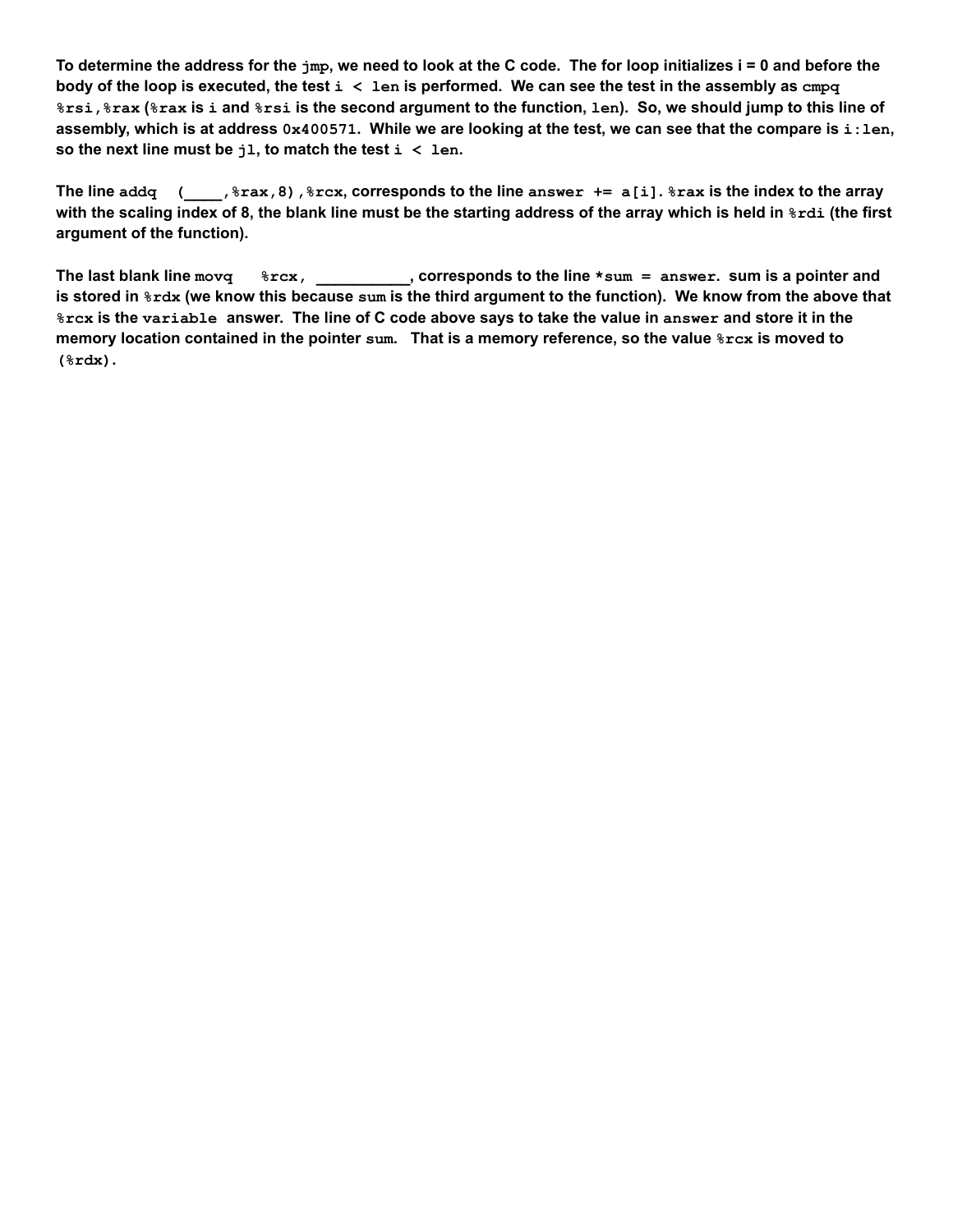**To determine the address for the `jmp`, we need to look at the C code. The for loop initializes i = 0 and before the body of the loop is executed, the test `i < len` is performed. We can see the test in the assembly as `cmpq %rsi,%rax` (`%rax` is `i` and `%rsi` is the second argument to the function, `len`). So, we should jump to this line of assembly, which is at address `0x400571`. While we are looking at the test, we can see that the compare is `i:len`, so the next line must be `jl`, to match the test `i < len`.**

**The line `addq (____,%rax,8),%rcx`, corresponds to the line `answer += a[i]`. `%rax` is the index to the array with the scaling index of 8, the blank line must be the starting address of the array which is held in `%rdi` (the first argument of the function).**

**The last blank line `movq %rcx, __________`, corresponds to the line `*sum = answer`. sum is a pointer and is stored in `%rdx` (we know this because `sum` is the third argument to the function). We know from the above that `%rcx` is the `variable` answer. The line of C code above says to take the value in `answer` and store it in the memory location contained in the pointer `sum`. That is a memory reference, so the value `%rcx` is moved to `(%rdx)`.**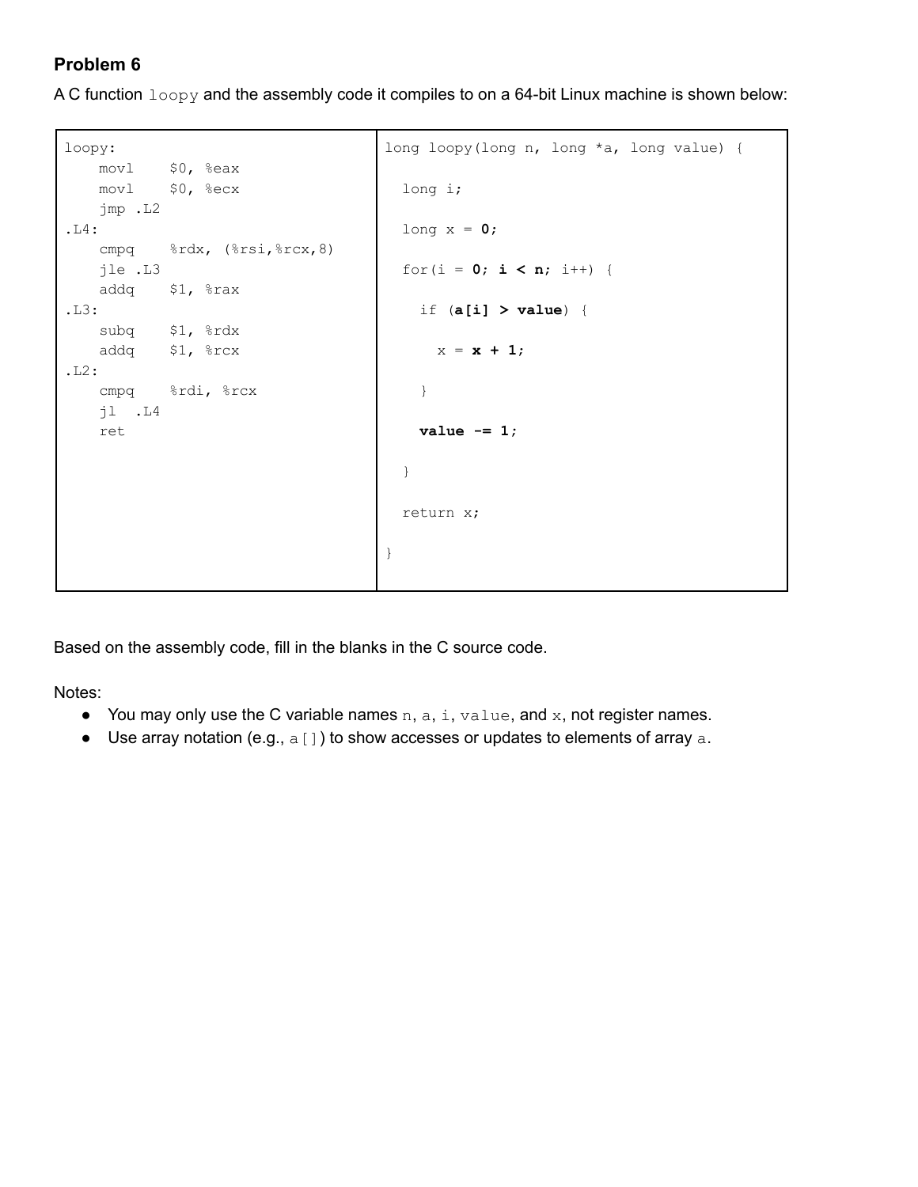### Problem 6

A C function `loopy` and the assembly code it compiles to on a 64-bit Linux machine is shown below:

| | |
|---|---|
| <pre>loopy:<br>    movl    $0, %eax<br>    movl    $0, %ecx<br>    jmp .L2<br>.L4:<br>    cmpq    %rdx, (%rsi,%rcx,8)<br>    jle .L3<br>    addq    $1, %rax<br>.L3:<br>    subq    $1, %rdx<br>    addq    $1, %rcx<br>.L2:<br>    cmpq    %rdi, %rcx<br>    jl  .L4<br>    ret</pre> | <pre>long loopy(long n, long *a, long value) {<br><br>  long i;<br><br>  long x = **0**;<br><br>  for(i = **0**; **i < n**; i++) {<br><br>    if (**a[i] > value**) {<br><br>      x = **x + 1**;<br><br>    }<br><br>    **value -= 1**;<br><br>  }<br><br>  return x;<br><br>}</pre> |

Based on the assembly code, fill in the blanks in the C source code.

Notes:

- You may only use the C variable names `n`, `a`, `i`, `value`, and `x`, not register names.
- Use array notation (e.g., `a[]`) to show accesses or updates to elements of array `a`.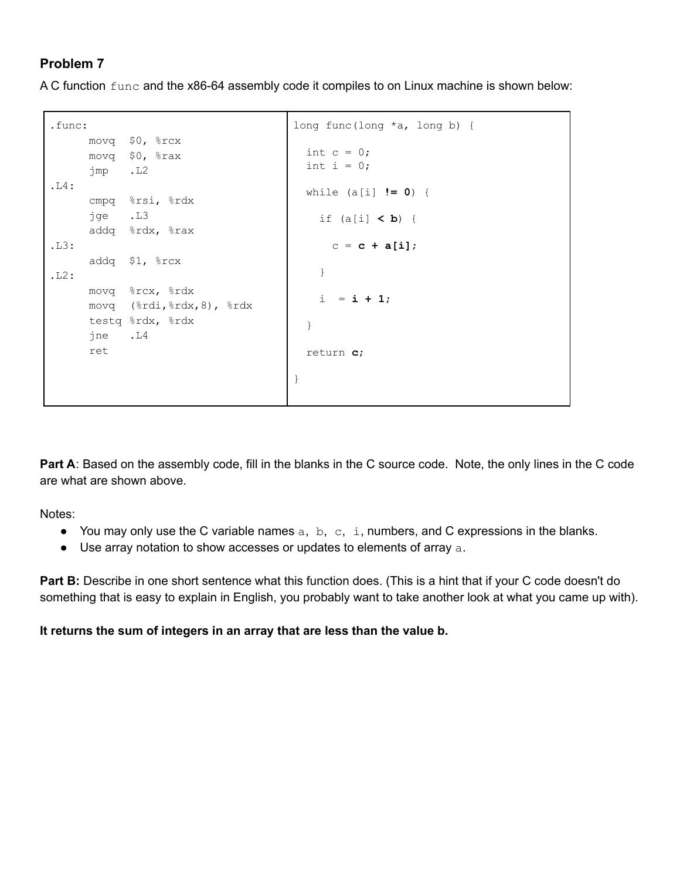## Problem 7

A C function `func` and the x86-64 assembly code it compiles to on Linux machine is shown below:

| | |
|---|---|
| <pre>.func:<br>      movq  $0, %rcx<br>      movq  $0, %rax<br>      jmp   .L2<br>.L4:<br>      cmpq  %rsi, %rdx<br>      jge   .L3<br>      addq  %rdx, %rax<br>.L3:<br>      addq  $1, %rcx<br>.L2:<br>      movq  %rcx, %rdx<br>      movq  (%rdi,%rdx,8), %rdx<br>      testq %rdx, %rdx<br>      jne   .L4<br>      ret</pre> | <pre>long func(long *a, long b) {<br><br>  int c = 0;<br>  int i = 0;<br><br>  while (a[i] **!= 0**) {<br><br>    if (a[i] **< b**) {<br><br>      c = **c + a[i];**<br><br>    }<br><br>    i  = **i + 1;**<br><br>  }<br><br>  return **c;**<br><br>}</pre> |

**Part A**: Based on the assembly code, fill in the blanks in the C source code. Note, the only lines in the C code are what are shown above.

Notes:

- You may only use the C variable names `a`, `b`, `c`, `i`, numbers, and C expressions in the blanks.
- Use array notation to show accesses or updates to elements of array `a`.

**Part B:** Describe in one short sentence what this function does. (This is a hint that if your C code doesn't do something that is easy to explain in English, you probably want to take another look at what you came up with).

**It returns the sum of integers in an array that are less than the value b.**